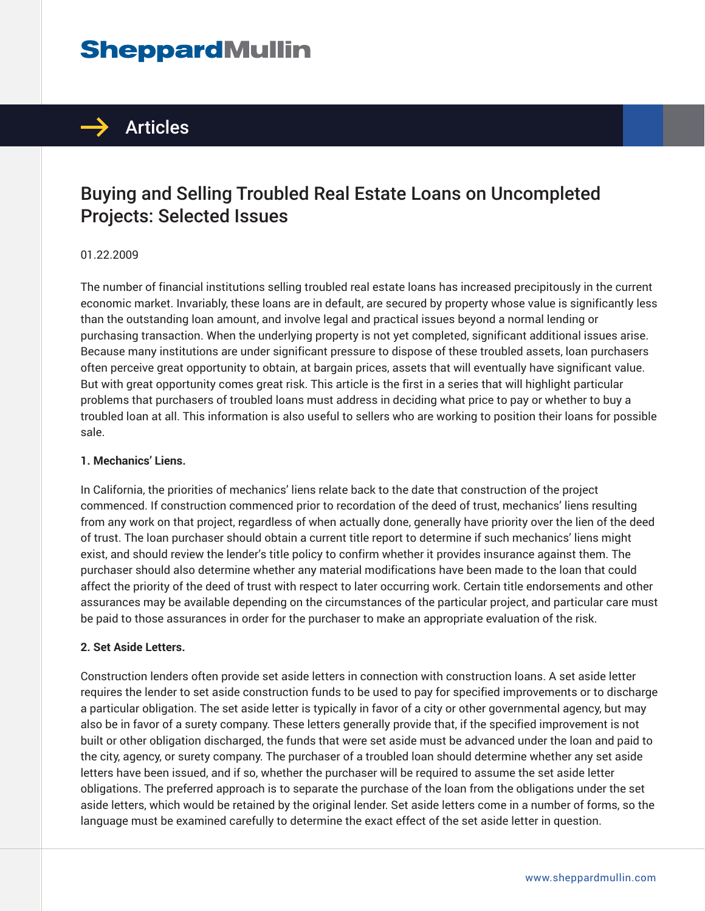Sheppard Mullin

Articles

# Buying and Selling Troubled Real Estate Loans on Uncompleted Projects: Selected Issues

01.22.2009

The number of financial institutions selling troubled real estate loans has increased precipitously in the current economic market. Invariably, these loans are in default, are secured by property whose value is significantly less than the outstanding loan amount, and involve legal and practical issues beyond a normal lending or purchasing transaction. When the underlying property is not yet completed, significant additional issues arise. Because many institutions are under significant pressure to dispose of these troubled assets, loan purchasers often perceive great opportunity to obtain, at bargain prices, assets that will eventually have significant value. But with great opportunity comes great risk. This article is the first in a series that will highlight particular problems that purchasers of troubled loans must address in deciding what price to pay or whether to buy a troubled loan at all. This information is also useful to sellers who are working to position their loans for possible sale.

**1. Mechanics' Liens.**

In California, the priorities of mechanics' liens relate back to the date that construction of the project commenced. If construction commenced prior to recordation of the deed of trust, mechanics' liens resulting from any work on that project, regardless of when actually done, generally have priority over the lien of the deed of trust. The loan purchaser should obtain a current title report to determine if such mechanics' liens might exist, and should review the lender's title policy to confirm whether it provides insurance against them. The purchaser should also determine whether any material modifications have been made to the loan that could affect the priority of the deed of trust with respect to later occurring work. Certain title endorsements and other assurances may be available depending on the circumstances of the particular project, and particular care must be paid to those assurances in order for the purchaser to make an appropriate evaluation of the risk.

**2. Set Aside Letters.**

Construction lenders often provide set aside letters in connection with construction loans. A set aside letter requires the lender to set aside construction funds to be used to pay for specified improvements or to discharge a particular obligation. The set aside letter is typically in favor of a city or other governmental agency, but may also be in favor of a surety company. These letters generally provide that, if the specified improvement is not built or other obligation discharged, the funds that were set aside must be advanced under the loan and paid to the city, agency, or surety company. The purchaser of a troubled loan should determine whether any set aside letters have been issued, and if so, whether the purchaser will be required to assume the set aside letter obligations. The preferred approach is to separate the purchase of the loan from the obligations under the set aside letters, which would be retained by the original lender. Set aside letters come in a number of forms, so the language must be examined carefully to determine the exact effect of the set aside letter in question.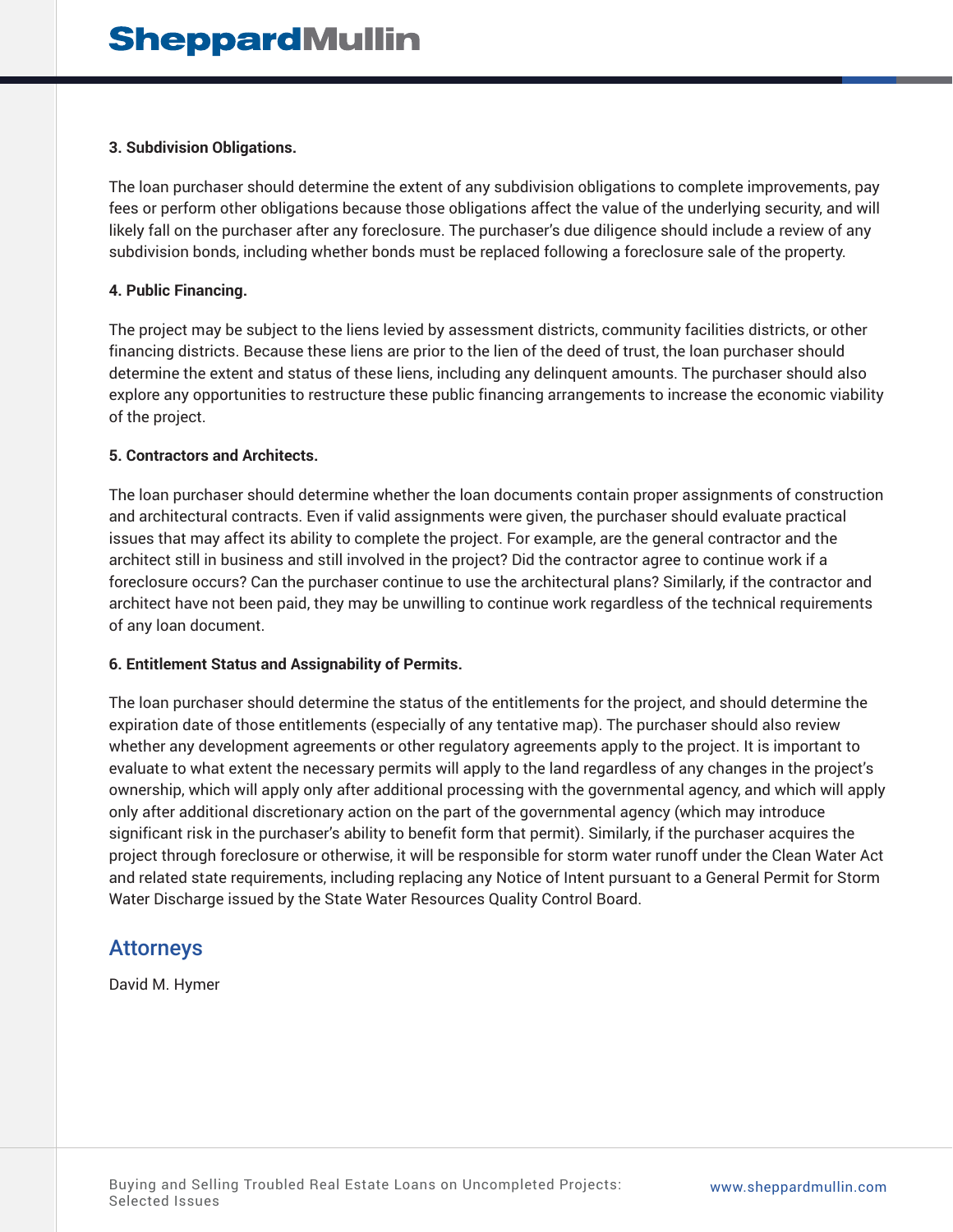**3. Subdivision Obligations.**

The loan purchaser should determine the extent of any subdivision obligations to complete improvements, pay fees or perform other obligations because those obligations affect the value of the underlying security, and will likely fall on the purchaser after any foreclosure. The purchaser's due diligence should include a review of any subdivision bonds, including whether bonds must be replaced following a foreclosure sale of the property.

**4. Public Financing.**

The project may be subject to the liens levied by assessment districts, community facilities districts, or other financing districts. Because these liens are prior to the lien of the deed of trust, the loan purchaser should determine the extent and status of these liens, including any delinquent amounts. The purchaser should also explore any opportunities to restructure these public financing arrangements to increase the economic viability of the project.

**5. Contractors and Architects.**

The loan purchaser should determine whether the loan documents contain proper assignments of construction and architectural contracts. Even if valid assignments were given, the purchaser should evaluate practical issues that may affect its ability to complete the project. For example, are the general contractor and the architect still in business and still involved in the project? Did the contractor agree to continue work if a foreclosure occurs? Can the purchaser continue to use the architectural plans? Similarly, if the contractor and architect have not been paid, they may be unwilling to continue work regardless of the technical requirements of any loan document.

**6. Entitlement Status and Assignability of Permits.**

The loan purchaser should determine the status of the entitlements for the project, and should determine the expiration date of those entitlements (especially of any tentative map). The purchaser should also review whether any development agreements or other regulatory agreements apply to the project. It is important to evaluate to what extent the necessary permits will apply to the land regardless of any changes in the project's ownership, which will apply only after additional processing with the governmental agency, and which will apply only after additional discretionary action on the part of the governmental agency (which may introduce significant risk in the purchaser's ability to benefit form that permit). Similarly, if the purchaser acquires the project through foreclosure or otherwise, it will be responsible for storm water runoff under the Clean Water Act and related state requirements, including replacing any Notice of Intent pursuant to a General Permit for Storm Water Discharge issued by the State Water Resources Quality Control Board.

## Attorneys

David M. Hymer